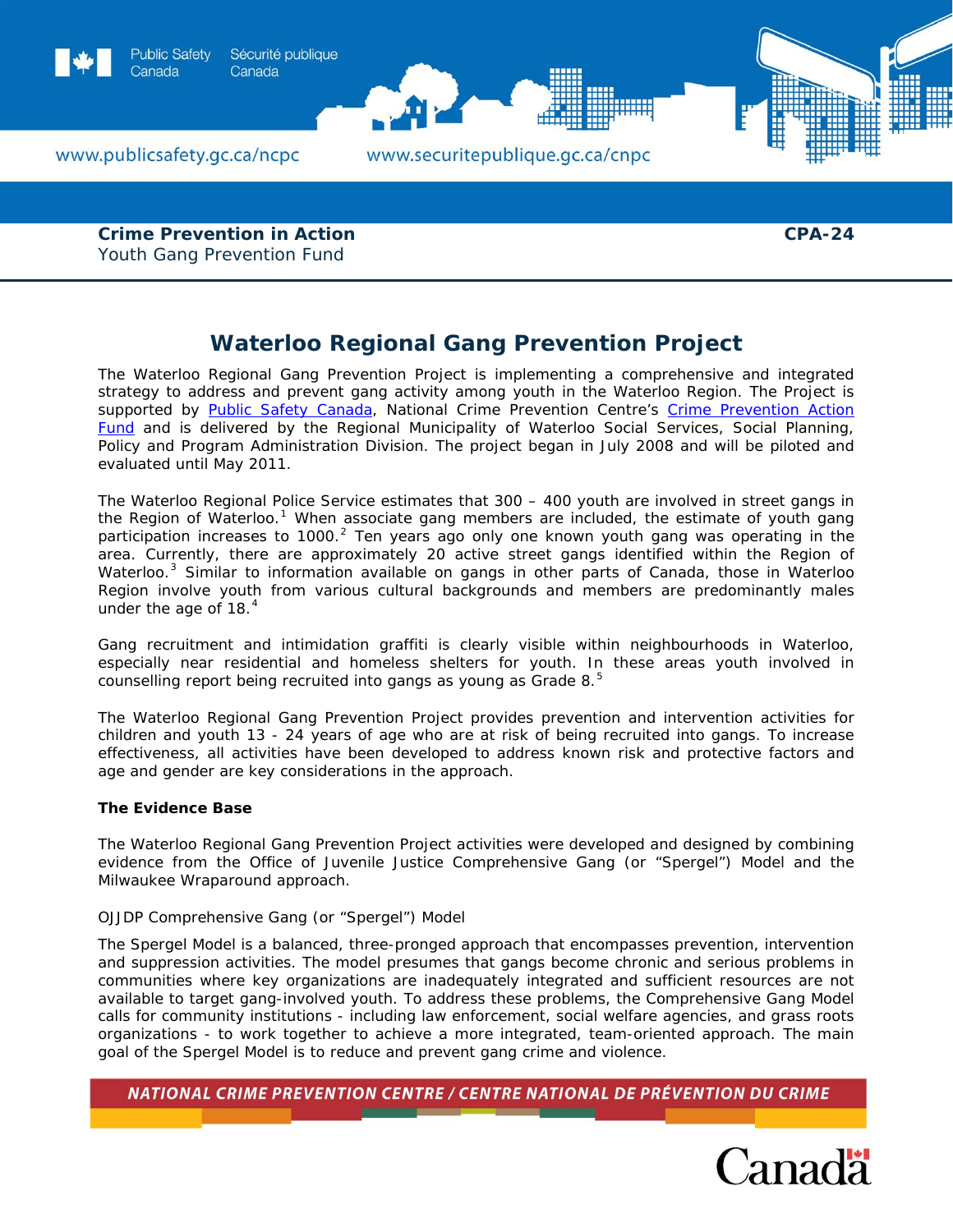**Crime Prevention in Action** **CPA-24**
Youth Gang Prevention Fund

# Waterloo Regional Gang Prevention Project

The Waterloo Regional Gang Prevention Project is implementing a comprehensive and integrated strategy to address and prevent gang activity among youth in the Waterloo Region. The Project is supported by Public Safety Canada, National Crime Prevention Centre's Crime Prevention Action Fund and is delivered by the Regional Municipality of Waterloo Social Services, Social Planning, Policy and Program Administration Division. The project began in July 2008 and will be piloted and evaluated until May 2011.

The Waterloo Regional Police Service estimates that 300 – 400 youth are involved in street gangs in the Region of Waterloo.[1] When associate gang members are included, the estimate of youth gang participation increases to 1000.[2] Ten years ago only one known youth gang was operating in the area. Currently, there are approximately 20 active street gangs identified within the Region of Waterloo.[3] Similar to information available on gangs in other parts of Canada, those in Waterloo Region involve youth from various cultural backgrounds and members are predominantly males under the age of 18.[4]

Gang recruitment and intimidation graffiti is clearly visible within neighbourhoods in Waterloo, especially near residential and homeless shelters for youth. In these areas youth involved in counselling report being recruited into gangs as young as Grade 8.[5]

The Waterloo Regional Gang Prevention Project provides prevention and intervention activities for children and youth 13 - 24 years of age who are at risk of being recruited into gangs. To increase effectiveness, all activities have been developed to address known risk and protective factors and age and gender are key considerations in the approach.

**The Evidence Base**

The Waterloo Regional Gang Prevention Project activities were developed and designed by combining evidence from the Office of Juvenile Justice Comprehensive Gang (or "Spergel") Model and the Milwaukee Wraparound approach.

OJJDP Comprehensive Gang (or "Spergel") Model

The Spergel Model is a balanced, three-pronged approach that encompasses prevention, intervention and suppression activities. The model presumes that gangs become chronic and serious problems in communities where key organizations are inadequately integrated and sufficient resources are not available to target gang-involved youth. To address these problems, the Comprehensive Gang Model calls for community institutions - including law enforcement, social welfare agencies, and grass roots organizations - to work together to achieve a more integrated, team-oriented approach. The main goal of the Spergel Model is to reduce and prevent gang crime and violence.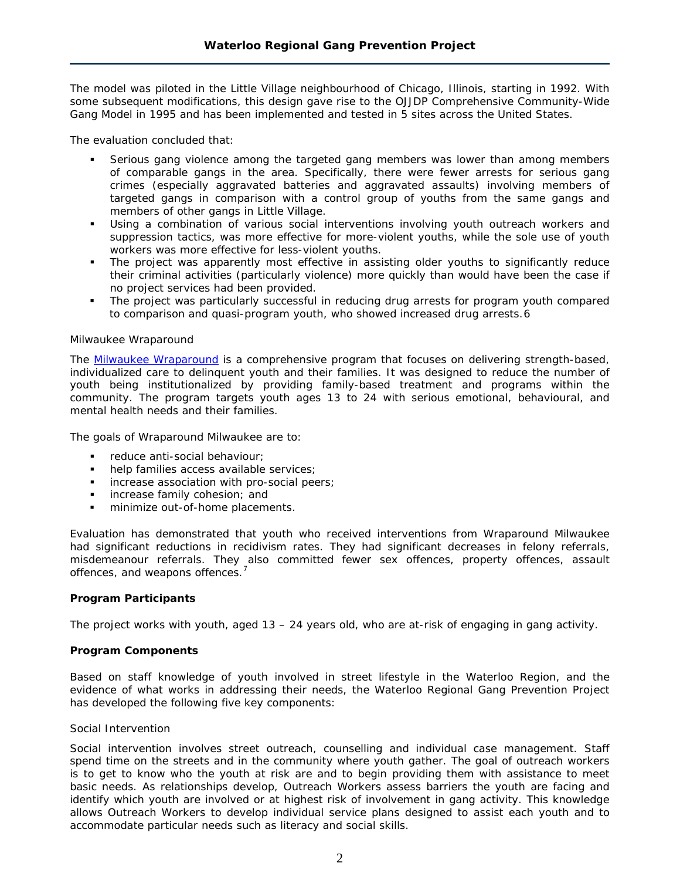The model was piloted in the Little Village neighbourhood of Chicago, Illinois, starting in 1992. With some subsequent modifications, this design gave rise to the OJJDP Comprehensive Community-Wide Gang Model in 1995 and has been implemented and tested in 5 sites across the United States.

The evaluation concluded that:

- Serious gang violence among the targeted gang members was lower than among members of comparable gangs in the area. Specifically, there were fewer arrests for serious gang crimes (especially aggravated batteries and aggravated assaults) involving members of targeted gangs in comparison with a control group of youths from the same gangs and members of other gangs in Little Village.
- Using a combination of various social interventions involving youth outreach workers and suppression tactics, was more effective for more-violent youths, while the sole use of youth workers was more effective for less-violent youths.
- The project was apparently most effective in assisting older youths to significantly reduce their criminal activities (particularly violence) more quickly than would have been the case if no project services had been provided.
- The project was particularly successful in reducing drug arrests for program youth compared to comparison and quasi-program youth, who showed increased drug arrests.6

Milwaukee Wraparound

The Milwaukee Wraparound is a comprehensive program that focuses on delivering strength-based, individualized care to delinquent youth and their families. It was designed to reduce the number of youth being institutionalized by providing family-based treatment and programs within the community. The program targets youth ages 13 to 24 with serious emotional, behavioural, and mental health needs and their families.

The goals of Wraparound Milwaukee are to:

- reduce anti-social behaviour;
- help families access available services;
- increase association with pro-social peers;
- increase family cohesion; and
- minimize out-of-home placements.

Evaluation has demonstrated that youth who received interventions from Wraparound Milwaukee had significant reductions in recidivism rates. They had significant decreases in felony referrals, misdemeanour referrals. They also committed fewer sex offences, property offences, assault offences, and weapons offences.[7]

**Program Participants**

The project works with youth, aged 13 – 24 years old, who are at-risk of engaging in gang activity.

**Program Components**

Based on staff knowledge of youth involved in street lifestyle in the Waterloo Region, and the evidence of what works in addressing their needs, the Waterloo Regional Gang Prevention Project has developed the following five key components:

Social Intervention

Social intervention involves street outreach, counselling and individual case management. Staff spend time on the streets and in the community where youth gather. The goal of outreach workers is to get to know who the youth at risk are and to begin providing them with assistance to meet basic needs. As relationships develop, Outreach Workers assess barriers the youth are facing and identify which youth are involved or at highest risk of involvement in gang activity. This knowledge allows Outreach Workers to develop individual service plans designed to assist each youth and to accommodate particular needs such as literacy and social skills.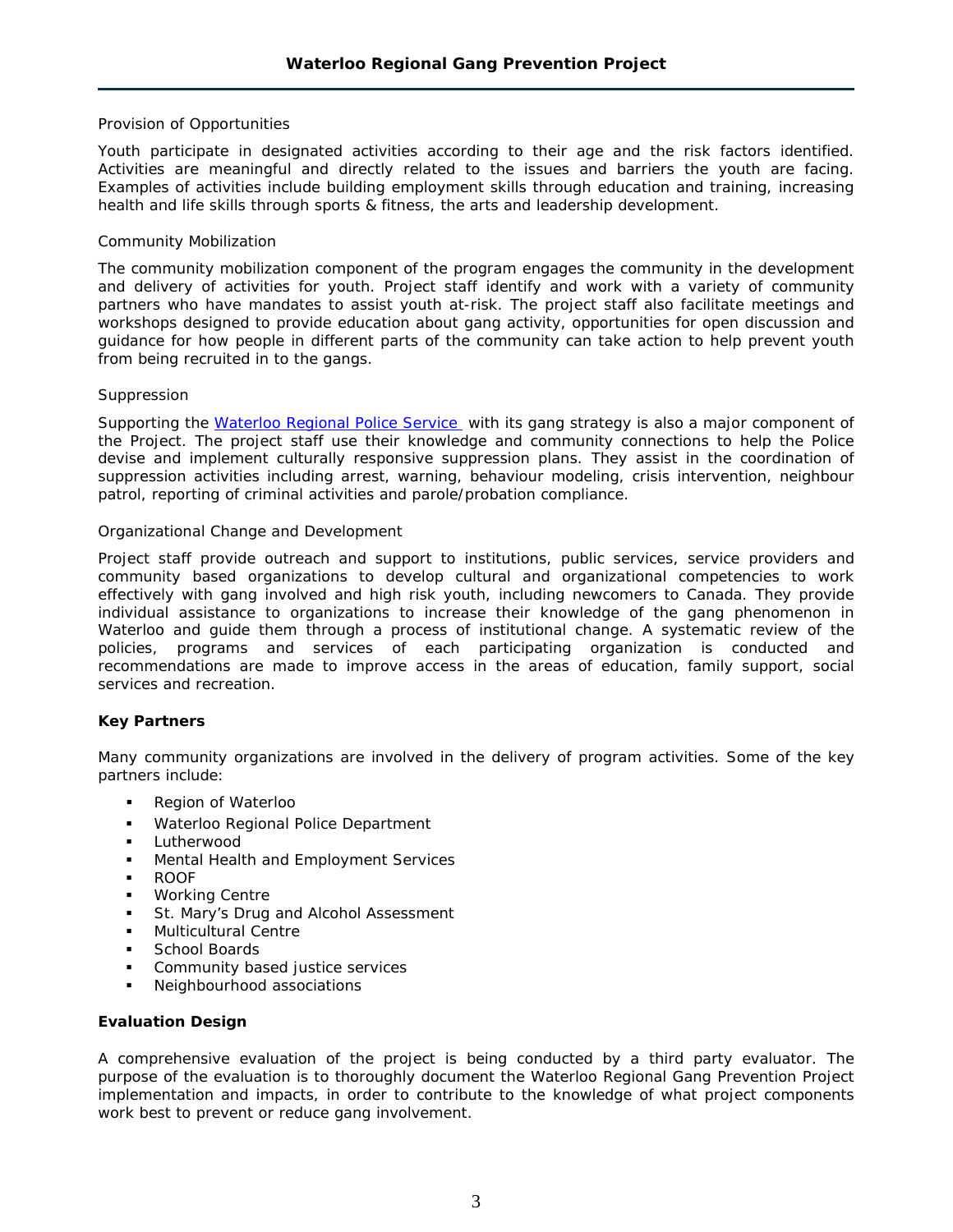Provision of Opportunities

Youth participate in designated activities according to their age and the risk factors identified. Activities are meaningful and directly related to the issues and barriers the youth are facing. Examples of activities include building employment skills through education and training, increasing health and life skills through sports & fitness, the arts and leadership development.

Community Mobilization

The community mobilization component of the program engages the community in the development and delivery of activities for youth. Project staff identify and work with a variety of community partners who have mandates to assist youth at-risk. The project staff also facilitate meetings and workshops designed to provide education about gang activity, opportunities for open discussion and guidance for how people in different parts of the community can take action to help prevent youth from being recruited in to the gangs.

Suppression

Supporting the Waterloo Regional Police Service with its gang strategy is also a major component of the Project. The project staff use their knowledge and community connections to help the Police devise and implement culturally responsive suppression plans. They assist in the coordination of suppression activities including arrest, warning, behaviour modeling, crisis intervention, neighbour patrol, reporting of criminal activities and parole/probation compliance.

Organizational Change and Development

Project staff provide outreach and support to institutions, public services, service providers and community based organizations to develop cultural and organizational competencies to work effectively with gang involved and high risk youth, including newcomers to Canada. They provide individual assistance to organizations to increase their knowledge of the gang phenomenon in Waterloo and guide them through a process of institutional change. A systematic review of the policies, programs and services of each participating organization is conducted and recommendations are made to improve access in the areas of education, family support, social services and recreation.

**Key Partners**

Many community organizations are involved in the delivery of program activities. Some of the key partners include:

- Region of Waterloo
- Waterloo Regional Police Department
- Lutherwood
- Mental Health and Employment Services
- ROOF
- Working Centre
- St. Mary's Drug and Alcohol Assessment
- Multicultural Centre
- School Boards
- Community based justice services
- Neighbourhood associations

**Evaluation Design**

A comprehensive evaluation of the project is being conducted by a third party evaluator. The purpose of the evaluation is to thoroughly document the Waterloo Regional Gang Prevention Project implementation and impacts, in order to contribute to the knowledge of what project components work best to prevent or reduce gang involvement.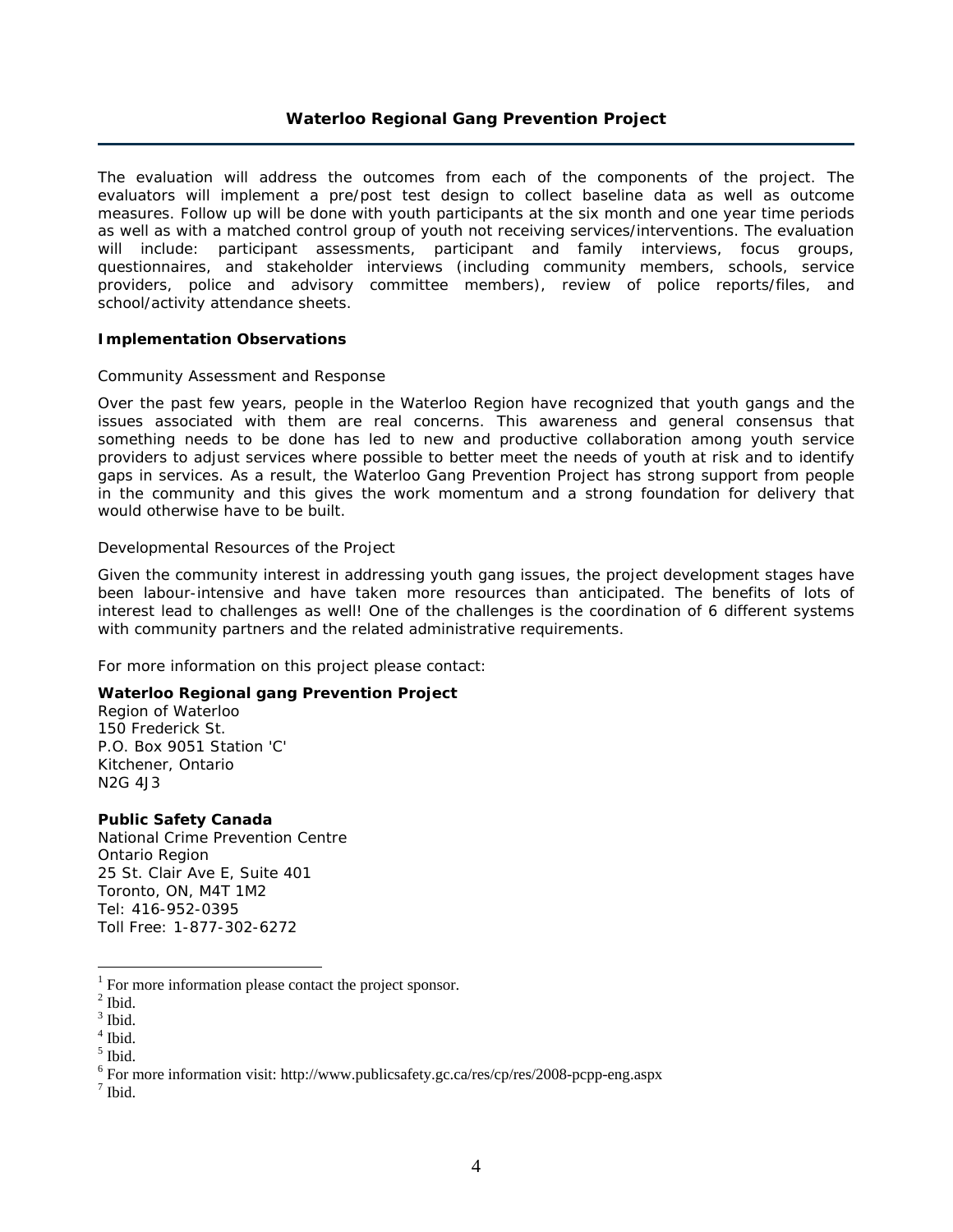The evaluation will address the outcomes from each of the components of the project. The evaluators will implement a pre/post test design to collect baseline data as well as outcome measures. Follow up will be done with youth participants at the six month and one year time periods as well as with a matched control group of youth not receiving services/interventions. The evaluation will include: participant assessments, participant and family interviews, focus groups, questionnaires, and stakeholder interviews (including community members, schools, service providers, police and advisory committee members), review of police reports/files, and school/activity attendance sheets.

**Implementation Observations**

Community Assessment and Response

Over the past few years, people in the Waterloo Region have recognized that youth gangs and the issues associated with them are real concerns. This awareness and general consensus that something needs to be done has led to new and productive collaboration among youth service providers to adjust services where possible to better meet the needs of youth at risk and to identify gaps in services. As a result, the Waterloo Gang Prevention Project has strong support from people in the community and this gives the work momentum and a strong foundation for delivery that would otherwise have to be built.

Developmental Resources of the Project

Given the community interest in addressing youth gang issues, the project development stages have been labour-intensive and have taken more resources than anticipated. The benefits of lots of interest lead to challenges as well! One of the challenges is the coordination of 6 different systems with community partners and the related administrative requirements.

For more information on this project please contact:

**Waterloo Regional gang Prevention Project**
Region of Waterloo
150 Frederick St.
P.O. Box 9051 Station 'C'
Kitchener, Ontario
N2G 4J3

**Public Safety Canada**
National Crime Prevention Centre
Ontario Region
25 St. Clair Ave E, Suite 401
Toronto, ON, M4T 1M2
Tel: 416-952-0395
Toll Free: 1-877-302-6272

---

[1] For more information please contact the project sponsor.
[2] Ibid.
[3] Ibid.
[4] Ibid.
[5] Ibid.
[6] For more information visit: http://www.publicsafety.gc.ca/res/cp/res/2008-pcpp-eng.aspx
[7] Ibid.